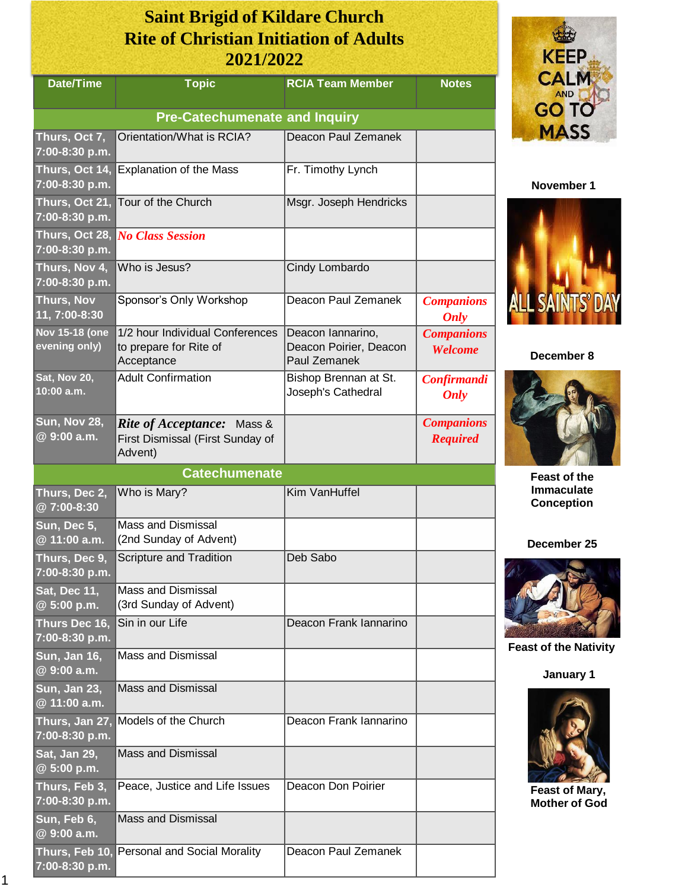# Saint Brigid of Kildare Church
# Rite of Christian Initiation of Adults
# 2021/2022

| Date/Time | Topic | RCIA Team Member | Notes |
|---|---|---|---|
| **Pre-Catechumenate and Inquiry** | | | |
| **Thurs, Oct 7, 7:00-8:30 p.m.** | Orientation/What is RCIA? | Deacon Paul Zemanek | |
| **Thurs, Oct 14, 7:00-8:30 p.m.** | Explanation of the Mass | Fr. Timothy Lynch | |
| **Thurs, Oct 21, 7:00-8:30 p.m.** | Tour of the Church | Msgr. Joseph Hendricks | |
| **Thurs, Oct 28, 7:00-8:30 p.m.** | ***No Class Session*** | | |
| **Thurs, Nov 4, 7:00-8:30 p.m.** | Who is Jesus? | Cindy Lombardo | |
| **Thurs, Nov 11, 7:00-8:30** | Sponsor's Only Workshop | Deacon Paul Zemanek | ***Companions Only*** |
| **Nov 15-18 (one evening only)** | 1/2 hour Individual Conferences to prepare for Rite of Acceptance | Deacon Iannarino, Deacon Poirier, Deacon Paul Zemanek | ***Companions Welcome*** |
| **Sat, Nov 20, 10:00 a.m.** | Adult Confirmation | Bishop Brennan at St. Joseph's Cathedral | ***Confirmandi Only*** |
| **Sun, Nov 28, @ 9:00 a.m.** | ***Rite of Acceptance:*** Mass & First Dismissal (First Sunday of Advent) | | ***Companions Required*** |
| **Catechumenate** | | | |
| **Thurs, Dec 2, @ 7:00-8:30** | Who is Mary? | Kim VanHuffel | |
| **Sun, Dec 5, @ 11:00 a.m.** | Mass and Dismissal (2nd Sunday of Advent) | | |
| **Thurs, Dec 9, 7:00-8:30 p.m.** | Scripture and Tradition | Deb Sabo | |
| **Sat, Dec 11, @ 5:00 p.m.** | Mass and Dismissal (3rd Sunday of Advent) | | |
| **Thurs Dec 16, 7:00-8:30 p.m.** | Sin in our Life | Deacon Frank Iannarino | |
| **Sun, Jan 16, @ 9:00 a.m.** | Mass and Dismissal | | |
| **Sun, Jan 23, @ 11:00 a.m.** | Mass and Dismissal | | |
| **Thurs, Jan 27, 7:00-8:30 p.m.** | Models of the Church | Deacon Frank Iannarino | |
| **Sat, Jan 29, @ 5:00 p.m.** | Mass and Dismissal | | |
| **Thurs, Feb 3, 7:00-8:30 p.m.** | Peace, Justice and Life Issues | Deacon Don Poirier | |
| **Sun, Feb 6, @ 9:00 a.m.** | Mass and Dismissal | | |
| **Thurs, Feb 10, 7:00-8:30 p.m.** | Personal and Social Morality | Deacon Paul Zemanek | |

KEEP CALM AND GO TO MASS

**November 1**

ALL SAINTS' DAY

**December 8**

**Feast of the Immaculate Conception**

**December 25**

**Feast of the Nativity**

**January 1**

**Feast of Mary, Mother of God**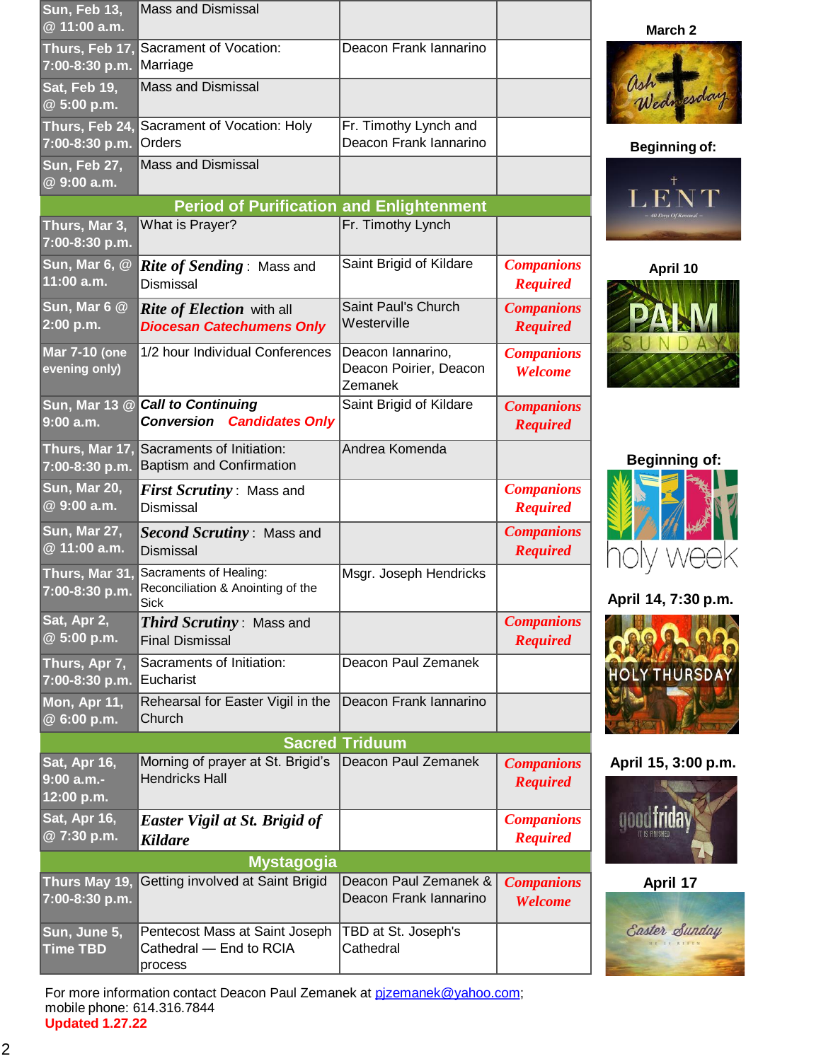| | | | |
|---|---|---|---|
| **Sun, Feb 13, @ 11:00 a.m.** | Mass and Dismissal | | |
| **Thurs, Feb 17, 7:00-8:30 p.m.** | Sacrament of Vocation: Marriage | Deacon Frank Iannarino | |
| **Sat, Feb 19, @ 5:00 p.m.** | Mass and Dismissal | | |
| **Thurs, Feb 24, 7:00-8:30 p.m.** | Sacrament of Vocation: Holy Orders | Fr. Timothy Lynch and Deacon Frank Iannarino | |
| **Sun, Feb 27, @ 9:00 a.m.** | Mass and Dismissal | | |
| **Period of Purification and Enlightenment** | | | |
| **Thurs, Mar 3, 7:00-8:30 p.m.** | What is Prayer? | Fr. Timothy Lynch | |
| **Sun, Mar 6, @ 11:00 a.m.** | ***Rite of Sending***: Mass and Dismissal | Saint Brigid of Kildare | *Companions Required* |
| **Sun, Mar 6 @ 2:00 p.m.** | ***Rite of Election*** with all ***Diocesan Catechumens Only*** | Saint Paul's Church Westerville | *Companions Required* |
| **Mar 7-10 (one evening only)** | 1/2 hour Individual Conferences | Deacon Iannarino, Deacon Poirier, Deacon Zemanek | *Companions Welcome* |
| **Sun, Mar 13 @ 9:00 a.m.** | ***Call to Continuing Conversion*** ***Candidates Only*** | Saint Brigid of Kildare | *Companions Required* |
| **Thurs, Mar 17, 7:00-8:30 p.m.** | Sacraments of Initiation: Baptism and Confirmation | Andrea Komenda | |
| **Sun, Mar 20, @ 9:00 a.m.** | ***First Scrutiny***: Mass and Dismissal | | *Companions Required* |
| **Sun, Mar 27, @ 11:00 a.m.** | ***Second Scrutiny***: Mass and Dismissal | | *Companions Required* |
| **Thurs, Mar 31, 7:00-8:30 p.m.** | Sacraments of Healing: Reconciliation & Anointing of the Sick | Msgr. Joseph Hendricks | |
| **Sat, Apr 2, @ 5:00 p.m.** | ***Third Scrutiny***: Mass and Final Dismissal | | *Companions Required* |
| **Thurs, Apr 7, 7:00-8:30 p.m.** | Sacraments of Initiation: Eucharist | Deacon Paul Zemanek | |
| **Mon, Apr 11, @ 6:00 p.m.** | Rehearsal for Easter Vigil in the Church | Deacon Frank Iannarino | |
| **Sacred Triduum** | | | |
| **Sat, Apr 16, 9:00 a.m.- 12:00 p.m.** | Morning of prayer at St. Brigid's Hendricks Hall | Deacon Paul Zemanek | *Companions Required* |
| **Sat, Apr 16, @ 7:30 p.m.** | ***Easter Vigil at St. Brigid of Kildare*** | | *Companions Required* |
| **Mystagogia** | | | |
| **Thurs May 19, 7:00-8:30 p.m.** | Getting involved at Saint Brigid | Deacon Paul Zemanek & Deacon Frank Iannarino | *Companions Welcome* |
| **Sun, June 5, Time TBD** | Pentecost Mass at Saint Joseph Cathedral — End to RCIA process | TBD at St. Joseph's Cathedral | |

**March 2**

Ash Wednesday

**Beginning of:**

LENT

**April 10**

PALM SUNDAY

**Beginning of:**

holy week

**April 14, 7:30 p.m.**

HOLY THURSDAY

**April 15, 3:00 p.m.**

good friday

**April 17**

Easter Sunday

For more information contact Deacon Paul Zemanek at pjzemanek@yahoo.com; mobile phone: 614.316.7844

**Updated 1.27.22**